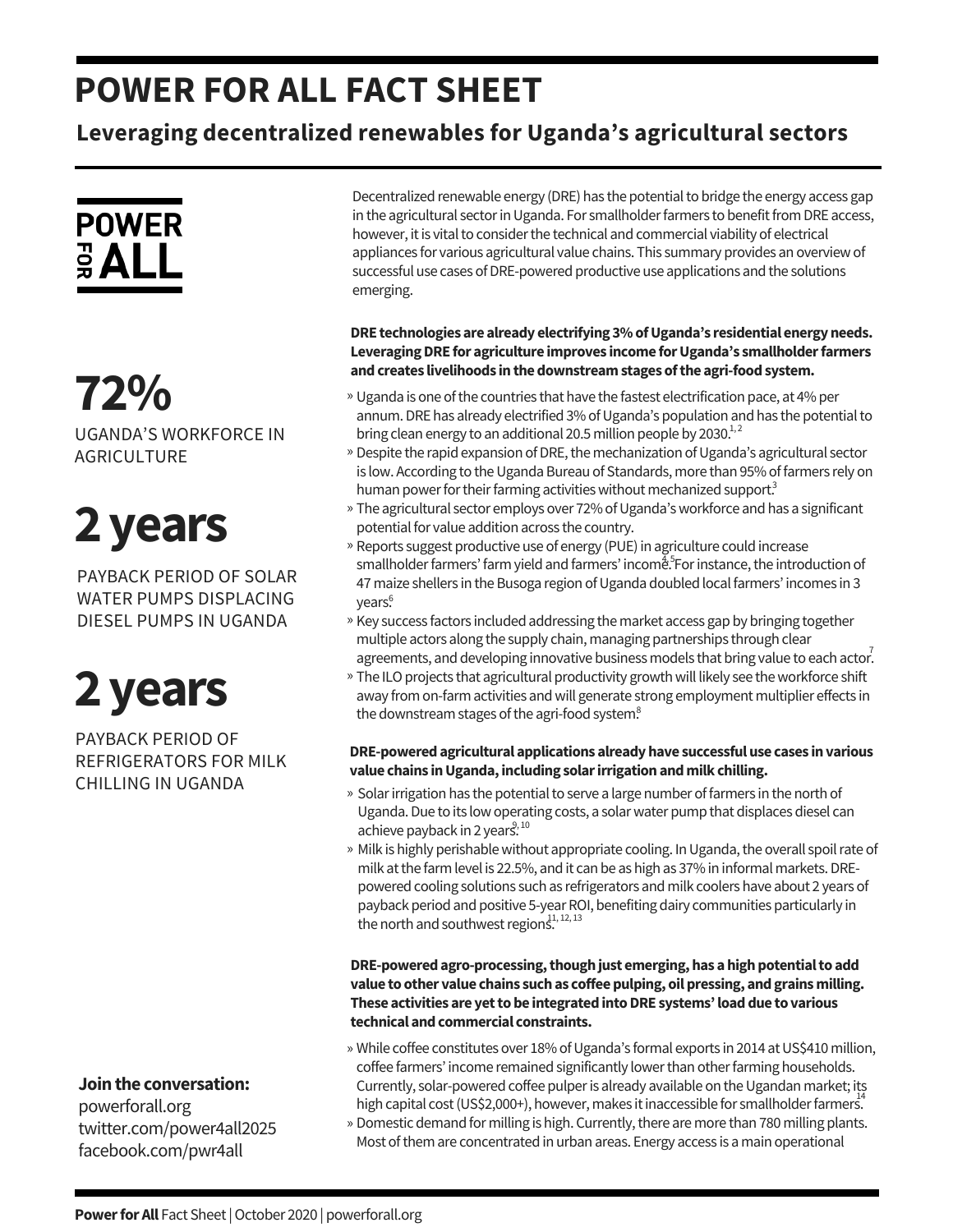# POWER FOR ALL FACT SHEET

## Leveraging decentralized renewables for Uganda's agricultural sectors

POWER FOR ALL

# 72%

UGANDA'S WORKFORCE IN AGRICULTURE

# 2 years

PAYBACK PERIOD OF SOLAR WATER PUMPS DISPLACING DIESEL PUMPS IN UGANDA

# 2 years

PAYBACK PERIOD OF REFRIGERATORS FOR MILK CHILLING IN UGANDA

Decentralized renewable energy (DRE) has the potential to bridge the energy access gap in the agricultural sector in Uganda. For smallholder farmers to benefit from DRE access, however, it is vital to consider the technical and commercial viability of electrical appliances for various agricultural value chains. This summary provides an overview of successful use cases of DRE-powered productive use applications and the solutions emerging.

**DRE technologies are already electrifying 3% of Uganda's residential energy needs. Leveraging DRE for agriculture improves income for Uganda's smallholder farmers and creates livelihoods in the downstream stages of the agri-food system.**

- Uganda is one of the countries that have the fastest electrification pace, at 4% per annum. DRE has already electrified 3% of Uganda's population and has the potential to bring clean energy to an additional 20.5 million people by 2030.[1, 2]
- Despite the rapid expansion of DRE, the mechanization of Uganda's agricultural sector is low. According to the Uganda Bureau of Standards, more than 95% of farmers rely on human power for their farming activities without mechanized support.[3]
- The agricultural sector employs over 72% of Uganda's workforce and has a significant potential for value addition across the country.
- Reports suggest productive use of energy (PUE) in agriculture could increase smallholder farmers' farm yield and farmers' income.[4, 5] For instance, the introduction of 47 maize shellers in the Busoga region of Uganda doubled local farmers' incomes in 3 years.[6]
- Key success factors included addressing the market access gap by bringing together multiple actors along the supply chain, managing partnerships through clear agreements, and developing innovative business models that bring value to each actor.[7]
- The ILO projects that agricultural productivity growth will likely see the workforce shift away from on-farm activities and will generate strong employment multiplier effects in the downstream stages of the agri-food system.[8]

**DRE-powered agricultural applications already have successful use cases in various value chains in Uganda, including solar irrigation and milk chilling.**

- Solar irrigation has the potential to serve a large number of farmers in the north of Uganda. Due to its low operating costs, a solar water pump that displaces diesel can achieve payback in 2 years.[9, 10]
- Milk is highly perishable without appropriate cooling. In Uganda, the overall spoil rate of milk at the farm level is 22.5%, and it can be as high as 37% in informal markets. DRE-powered cooling solutions such as refrigerators and milk coolers have about 2 years of payback period and positive 5-year ROI, benefiting dairy communities particularly in the north and southwest regions.[11, 12, 13]

**DRE-powered agro-processing, though just emerging, has a high potential to add value to other value chains such as coffee pulping, oil pressing, and grains milling. These activities are yet to be integrated into DRE systems' load due to various technical and commercial constraints.**

- While coffee constitutes over 18% of Uganda's formal exports in 2014 at US$410 million, coffee farmers' income remained significantly lower than other farming households. Currently, solar-powered coffee pulper is already available on the Ugandan market; its high capital cost (US$2,000+), however, makes it inaccessible for smallholder farmers.[14]
- Domestic demand for milling is high. Currently, there are more than 780 milling plants. Most of them are concentrated in urban areas. Energy access is a main operational

**Join the conversation:**
powerforall.org
twitter.com/power4all2025
facebook.com/pwr4all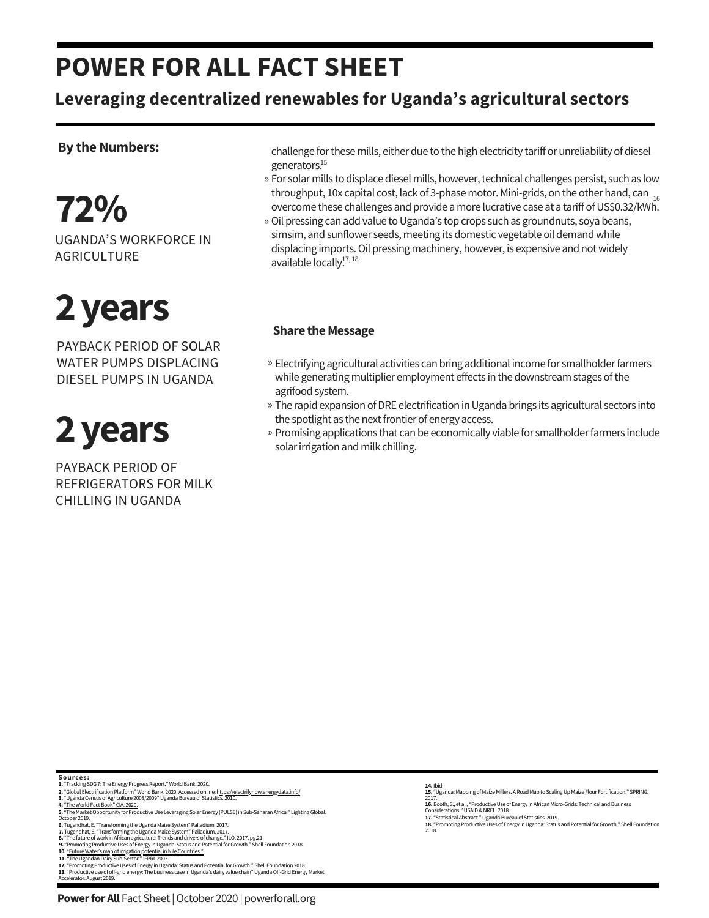# POWER FOR ALL FACT SHEET

## Leveraging decentralized renewables for Uganda's agricultural sectors

### By the Numbers:

**72%**

UGANDA'S WORKFORCE IN AGRICULTURE

**2 years**

PAYBACK PERIOD OF SOLAR WATER PUMPS DISPLACING DIESEL PUMPS IN UGANDA

**2 years**

PAYBACK PERIOD OF REFRIGERATORS FOR MILK CHILLING IN UGANDA

challenge for these mills, either due to the high electricity tariff or unreliability of diesel generators.[15]

- For solar mills to displace diesel mills, however, technical challenges persist, such as low throughput, 10x capital cost, lack of 3-phase motor. Mini-grids, on the other hand, can overcome these challenges and provide a more lucrative case at a tariff of US$0.32/kWh.[16]
- Oil pressing can add value to Uganda's top crops such as groundnuts, soya beans, simsim, and sunflower seeds, meeting its domestic vegetable oil demand while displacing imports. Oil pressing machinery, however, is expensive and not widely available locally.[17, 18]

### Share the Message

- Electrifying agricultural activities can bring additional income for smallholder farmers while generating multiplier employment effects in the downstream stages of the agrifood system.
- The rapid expansion of DRE electrification in Uganda brings its agricultural sectors into the spotlight as the next frontier of energy access.
- Promising applications that can be economically viable for smallholder farmers include solar irrigation and milk chilling.

**Sources:**

**1.** "Tracking SDG 7: The Energy Progress Report." World Bank. 2020.
**2.** "Global Electrification Platform" World Bank. 2020. Accessed online: https://electrifynow.energydata.info/
**3.** "Uganda Census of Agriculture 2008/2009" Uganda Bureau of Statistics. 2010.
**4.** "The World Fact Book" CIA. 2020.
**5.** "The Market Opportunity for Productive Use Leveraging Solar Energy (PULSE) in Sub-Saharan Africa." Lighting Global. October 2019.
**6.** Tugendhat, E. "Transforming the Uganda Maize System" Palladium. 2017.
**7.** Tugendhat, E. "Transforming the Uganda Maize System" Palladium. 2017.
**8.** "The future of work in African agriculture: Trends and drivers of change." ILO. 2017. pg.21
**9.** "Promoting Productive Uses of Energy in Uganda: Status and Potential for Growth." Shell Foundation 2018.
**10.** "Future Water's map of irrigation potential in Nile Countries."
**11.** "The Ugandan Dairy Sub-Sector." IFPRI. 2003.
**12.** "Promoting Productive Uses of Energy in Uganda: Status and Potential for Growth." Shell Foundation 2018.
**13.** "Productive use of off-grid energy: The business case in Uganda's dairy value chain" Uganda Off-Grid Energy Market Accelerator. August 2019.
**14.** Ibid
**15.** "Uganda: Mapping of Maize Millers. A Road Map to Scaling Up Maize Flour Fortification." SPRING. 2017.
**16.** Booth, S., et al., "Productive Use of Energy in African Micro-Grids: Technical and Business Considerations," USAID & NREL. 2018.
**17.** "Statistical Abstract." Uganda Bureau of Statistics. 2019.
**18.** "Promoting Productive Uses of Energy in Uganda: Status and Potential for Growth." Shell Foundation 2018.